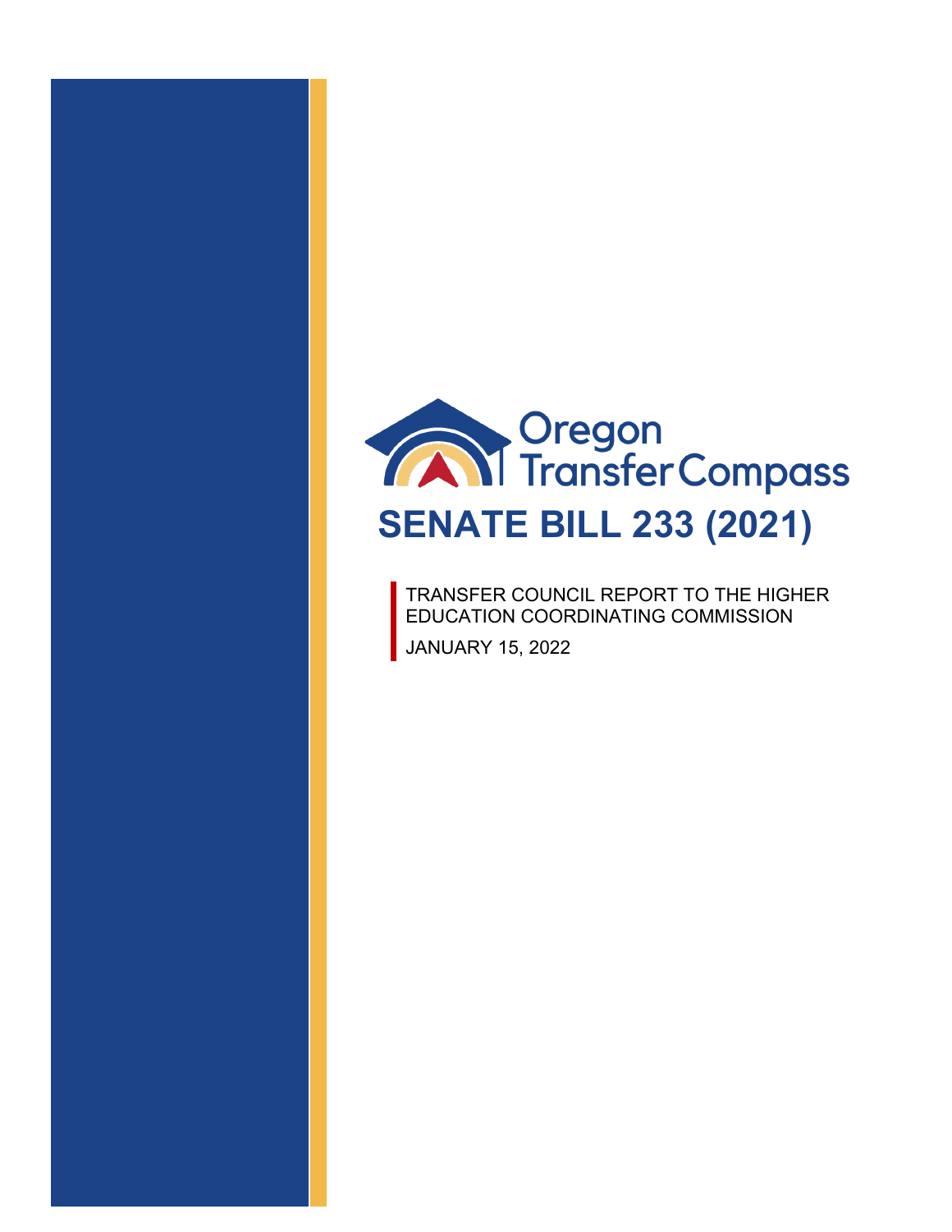Oregon Transfer Compass

# SENATE BILL 233 (2021)

TRANSFER COUNCIL REPORT TO THE HIGHER EDUCATION COORDINATING COMMISSION

JANUARY 15, 2022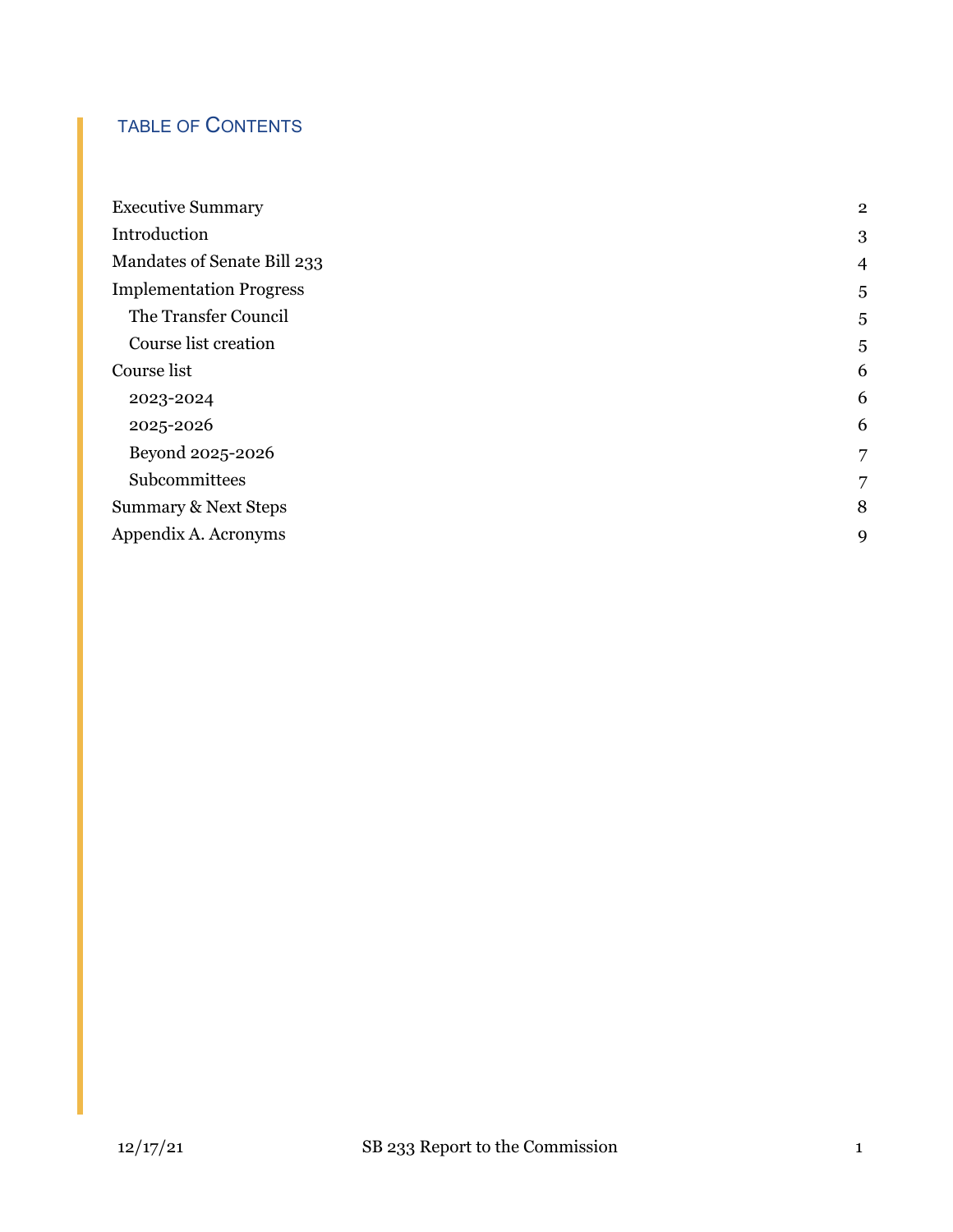## TABLE OF CONTENTS

| | |
|---|---|
| Executive Summary | 2 |
| Introduction | 3 |
| Mandates of Senate Bill 233 | 4 |
| Implementation Progress | 5 |
| The Transfer Council | 5 |
| Course list creation | 5 |
| Course list | 6 |
| 2023-2024 | 6 |
| 2025-2026 | 6 |
| Beyond 2025-2026 | 7 |
| Subcommittees | 7 |
| Summary & Next Steps | 8 |
| Appendix A. Acronyms | 9 |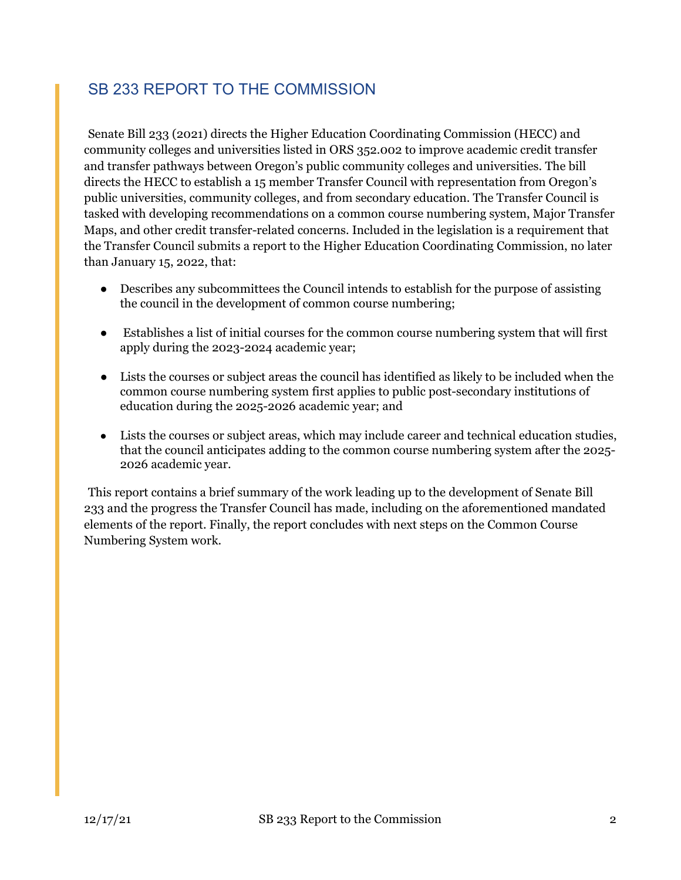## SB 233 REPORT TO THE COMMISSION

Senate Bill 233 (2021) directs the Higher Education Coordinating Commission (HECC) and community colleges and universities listed in ORS 352.002 to improve academic credit transfer and transfer pathways between Oregon's public community colleges and universities. The bill directs the HECC to establish a 15 member Transfer Council with representation from Oregon's public universities, community colleges, and from secondary education. The Transfer Council is tasked with developing recommendations on a common course numbering system, Major Transfer Maps, and other credit transfer-related concerns. Included in the legislation is a requirement that the Transfer Council submits a report to the Higher Education Coordinating Commission, no later than January 15, 2022, that:

- Describes any subcommittees the Council intends to establish for the purpose of assisting the council in the development of common course numbering;
- Establishes a list of initial courses for the common course numbering system that will first apply during the 2023-2024 academic year;
- Lists the courses or subject areas the council has identified as likely to be included when the common course numbering system first applies to public post-secondary institutions of education during the 2025-2026 academic year; and
- Lists the courses or subject areas, which may include career and technical education studies, that the council anticipates adding to the common course numbering system after the 2025-2026 academic year.

This report contains a brief summary of the work leading up to the development of Senate Bill 233 and the progress the Transfer Council has made, including on the aforementioned mandated elements of the report. Finally, the report concludes with next steps on the Common Course Numbering System work.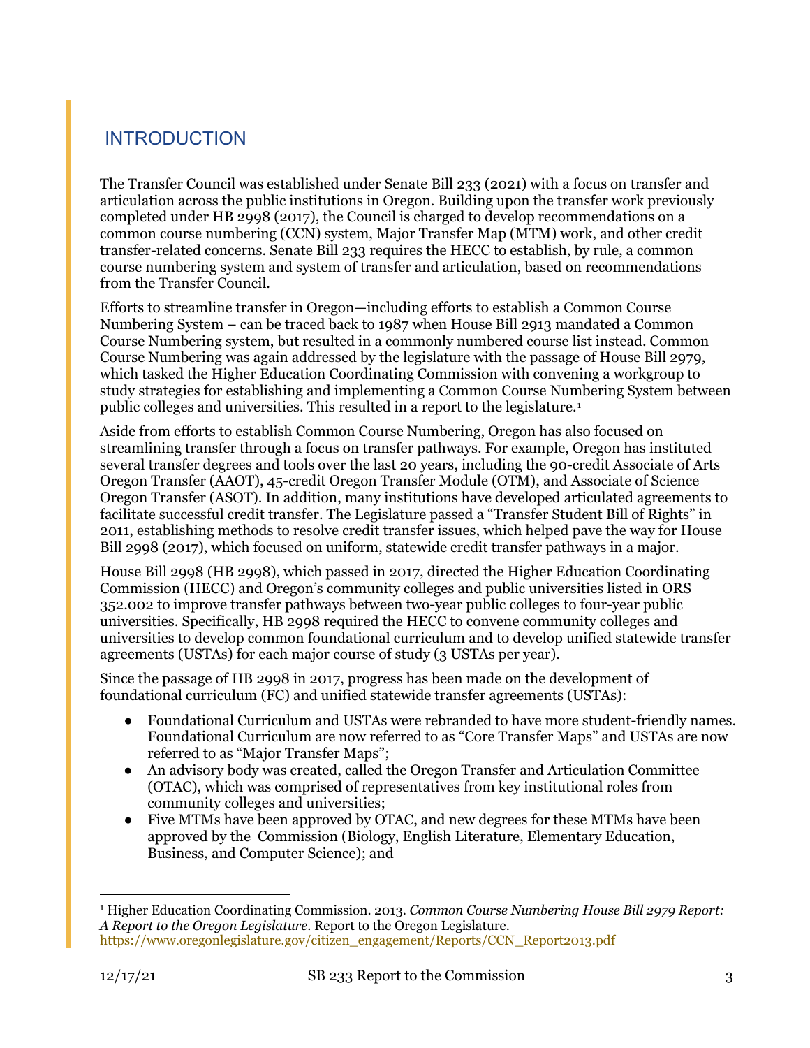## INTRODUCTION

The Transfer Council was established under Senate Bill 233 (2021) with a focus on transfer and articulation across the public institutions in Oregon. Building upon the transfer work previously completed under HB 2998 (2017), the Council is charged to develop recommendations on a common course numbering (CCN) system, Major Transfer Map (MTM) work, and other credit transfer-related concerns. Senate Bill 233 requires the HECC to establish, by rule, a common course numbering system and system of transfer and articulation, based on recommendations from the Transfer Council.

Efforts to streamline transfer in Oregon—including efforts to establish a Common Course Numbering System – can be traced back to 1987 when House Bill 2913 mandated a Common Course Numbering system, but resulted in a commonly numbered course list instead. Common Course Numbering was again addressed by the legislature with the passage of House Bill 2979, which tasked the Higher Education Coordinating Commission with convening a workgroup to study strategies for establishing and implementing a Common Course Numbering System between public colleges and universities. This resulted in a report to the legislature.[1]

Aside from efforts to establish Common Course Numbering, Oregon has also focused on streamlining transfer through a focus on transfer pathways. For example, Oregon has instituted several transfer degrees and tools over the last 20 years, including the 90-credit Associate of Arts Oregon Transfer (AAOT), 45-credit Oregon Transfer Module (OTM), and Associate of Science Oregon Transfer (ASOT). In addition, many institutions have developed articulated agreements to facilitate successful credit transfer. The Legislature passed a "Transfer Student Bill of Rights" in 2011, establishing methods to resolve credit transfer issues, which helped pave the way for House Bill 2998 (2017), which focused on uniform, statewide credit transfer pathways in a major.

House Bill 2998 (HB 2998), which passed in 2017, directed the Higher Education Coordinating Commission (HECC) and Oregon's community colleges and public universities listed in ORS 352.002 to improve transfer pathways between two-year public colleges to four-year public universities. Specifically, HB 2998 required the HECC to convene community colleges and universities to develop common foundational curriculum and to develop unified statewide transfer agreements (USTAs) for each major course of study (3 USTAs per year).

Since the passage of HB 2998 in 2017, progress has been made on the development of foundational curriculum (FC) and unified statewide transfer agreements (USTAs):

- Foundational Curriculum and USTAs were rebranded to have more student-friendly names. Foundational Curriculum are now referred to as "Core Transfer Maps" and USTAs are now referred to as "Major Transfer Maps";
- An advisory body was created, called the Oregon Transfer and Articulation Committee (OTAC), which was comprised of representatives from key institutional roles from community colleges and universities;
- Five MTMs have been approved by OTAC, and new degrees for these MTMs have been approved by the Commission (Biology, English Literature, Elementary Education, Business, and Computer Science); and

---

[1] Higher Education Coordinating Commission. 2013. *Common Course Numbering House Bill 2979 Report: A Report to the Oregon Legislature*. Report to the Oregon Legislature. https://www.oregonlegislature.gov/citizen_engagement/Reports/CCN_Report2013.pdf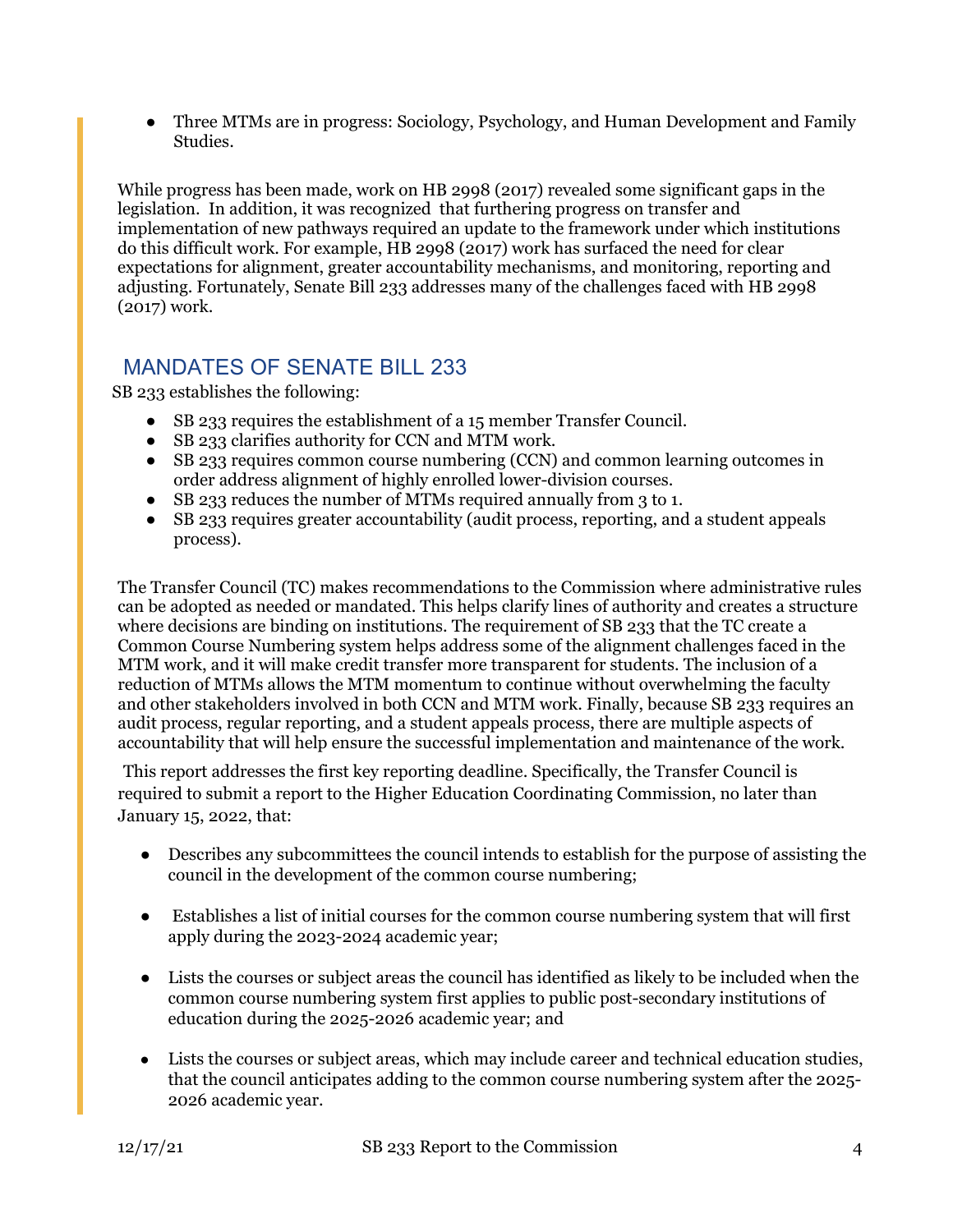- Three MTMs are in progress: Sociology, Psychology, and Human Development and Family Studies.

While progress has been made, work on HB 2998 (2017) revealed some significant gaps in the legislation. In addition, it was recognized that furthering progress on transfer and implementation of new pathways required an update to the framework under which institutions do this difficult work. For example, HB 2998 (2017) work has surfaced the need for clear expectations for alignment, greater accountability mechanisms, and monitoring, reporting and adjusting. Fortunately, Senate Bill 233 addresses many of the challenges faced with HB 2998 (2017) work.

## MANDATES OF SENATE BILL 233

SB 233 establishes the following:

- SB 233 requires the establishment of a 15 member Transfer Council.
- SB 233 clarifies authority for CCN and MTM work.
- SB 233 requires common course numbering (CCN) and common learning outcomes in order address alignment of highly enrolled lower-division courses.
- SB 233 reduces the number of MTMs required annually from 3 to 1.
- SB 233 requires greater accountability (audit process, reporting, and a student appeals process).

The Transfer Council (TC) makes recommendations to the Commission where administrative rules can be adopted as needed or mandated. This helps clarify lines of authority and creates a structure where decisions are binding on institutions. The requirement of SB 233 that the TC create a Common Course Numbering system helps address some of the alignment challenges faced in the MTM work, and it will make credit transfer more transparent for students. The inclusion of a reduction of MTMs allows the MTM momentum to continue without overwhelming the faculty and other stakeholders involved in both CCN and MTM work. Finally, because SB 233 requires an audit process, regular reporting, and a student appeals process, there are multiple aspects of accountability that will help ensure the successful implementation and maintenance of the work.

This report addresses the first key reporting deadline. Specifically, the Transfer Council is required to submit a report to the Higher Education Coordinating Commission, no later than January 15, 2022, that:

- Describes any subcommittees the council intends to establish for the purpose of assisting the council in the development of the common course numbering;

- Establishes a list of initial courses for the common course numbering system that will first apply during the 2023-2024 academic year;

- Lists the courses or subject areas the council has identified as likely to be included when the common course numbering system first applies to public post-secondary institutions of education during the 2025-2026 academic year; and

- Lists the courses or subject areas, which may include career and technical education studies, that the council anticipates adding to the common course numbering system after the 2025-2026 academic year.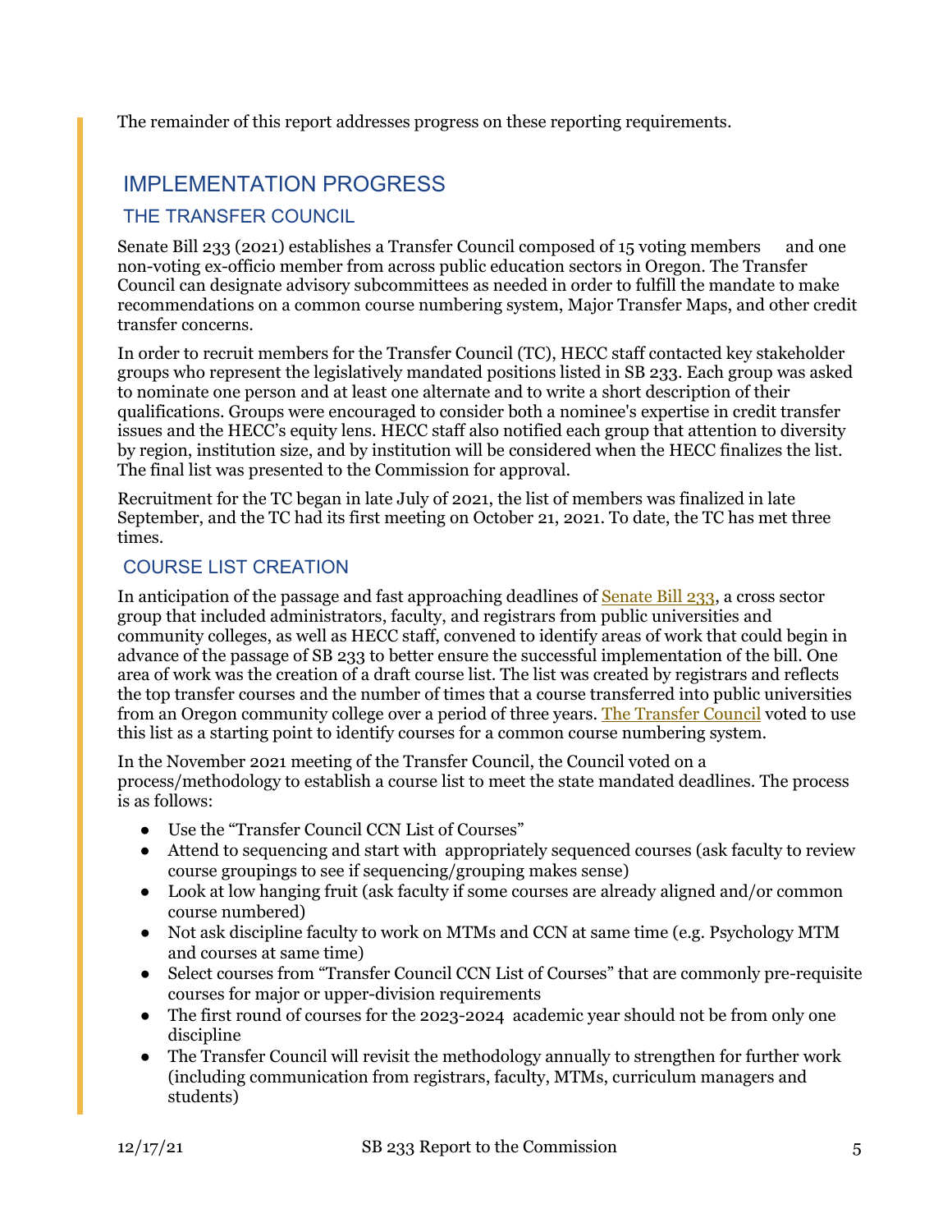The remainder of this report addresses progress on these reporting requirements.

## IMPLEMENTATION PROGRESS

### THE TRANSFER COUNCIL

Senate Bill 233 (2021) establishes a Transfer Council composed of 15 voting members and one non-voting ex-officio member from across public education sectors in Oregon. The Transfer Council can designate advisory subcommittees as needed in order to fulfill the mandate to make recommendations on a common course numbering system, Major Transfer Maps, and other credit transfer concerns.

In order to recruit members for the Transfer Council (TC), HECC staff contacted key stakeholder groups who represent the legislatively mandated positions listed in SB 233. Each group was asked to nominate one person and at least one alternate and to write a short description of their qualifications. Groups were encouraged to consider both a nominee's expertise in credit transfer issues and the HECC's equity lens. HECC staff also notified each group that attention to diversity by region, institution size, and by institution will be considered when the HECC finalizes the list. The final list was presented to the Commission for approval.

Recruitment for the TC began in late July of 2021, the list of members was finalized in late September, and the TC had its first meeting on October 21, 2021. To date, the TC has met three times.

### COURSE LIST CREATION

In anticipation of the passage and fast approaching deadlines of Senate Bill 233, a cross sector group that included administrators, faculty, and registrars from public universities and community colleges, as well as HECC staff, convened to identify areas of work that could begin in advance of the passage of SB 233 to better ensure the successful implementation of the bill. One area of work was the creation of a draft course list. The list was created by registrars and reflects the top transfer courses and the number of times that a course transferred into public universities from an Oregon community college over a period of three years. The Transfer Council voted to use this list as a starting point to identify courses for a common course numbering system.

In the November 2021 meeting of the Transfer Council, the Council voted on a process/methodology to establish a course list to meet the state mandated deadlines. The process is as follows:

- Use the "Transfer Council CCN List of Courses"
- Attend to sequencing and start with appropriately sequenced courses (ask faculty to review course groupings to see if sequencing/grouping makes sense)
- Look at low hanging fruit (ask faculty if some courses are already aligned and/or common course numbered)
- Not ask discipline faculty to work on MTMs and CCN at same time (e.g. Psychology MTM and courses at same time)
- Select courses from "Transfer Council CCN List of Courses" that are commonly pre-requisite courses for major or upper-division requirements
- The first round of courses for the 2023-2024 academic year should not be from only one discipline
- The Transfer Council will revisit the methodology annually to strengthen for further work (including communication from registrars, faculty, MTMs, curriculum managers and students)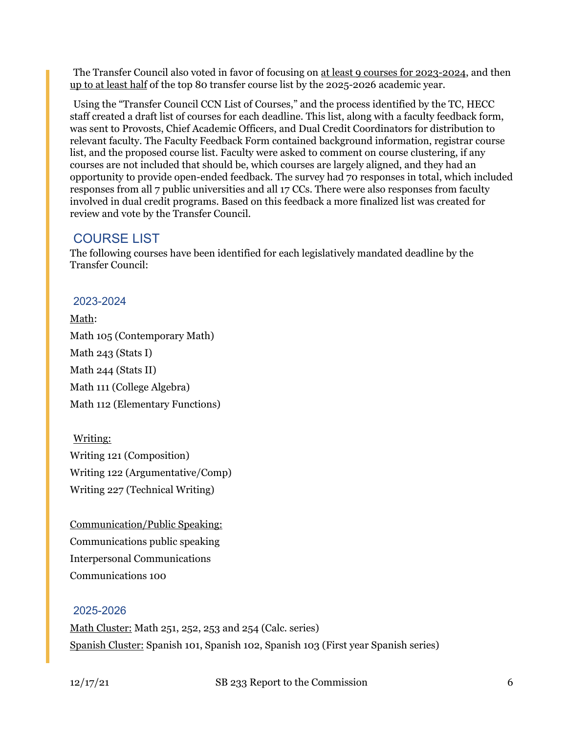The Transfer Council also voted in favor of focusing on <u>at least 9 courses for 2023-2024</u>, and then <u>up to at least half</u> of the top 80 transfer course list by the 2025-2026 academic year.

Using the "Transfer Council CCN List of Courses," and the process identified by the TC, HECC staff created a draft list of courses for each deadline. This list, along with a faculty feedback form, was sent to Provosts, Chief Academic Officers, and Dual Credit Coordinators for distribution to relevant faculty. The Faculty Feedback Form contained background information, registrar course list, and the proposed course list. Faculty were asked to comment on course clustering, if any courses are not included that should be, which courses are largely aligned, and they had an opportunity to provide open-ended feedback. The survey had 70 responses in total, which included responses from all 7 public universities and all 17 CCs. There were also responses from faculty involved in dual credit programs. Based on this feedback a more finalized list was created for review and vote by the Transfer Council.

## COURSE LIST

The following courses have been identified for each legislatively mandated deadline by the Transfer Council:

### 2023-2024

<u>Math</u>:

Math 105 (Contemporary Math)

Math 243 (Stats I)

Math 244 (Stats II)

Math 111 (College Algebra)

Math 112 (Elementary Functions)

<u>Writing:</u>

Writing 121 (Composition)

Writing 122 (Argumentative/Comp)

Writing 227 (Technical Writing)

<u>Communication/Public Speaking:</u>

Communications public speaking

Interpersonal Communications

Communications 100

### 2025-2026

<u>Math Cluster:</u> Math 251, 252, 253 and 254 (Calc. series)

<u>Spanish Cluster:</u> Spanish 101, Spanish 102, Spanish 103 (First year Spanish series)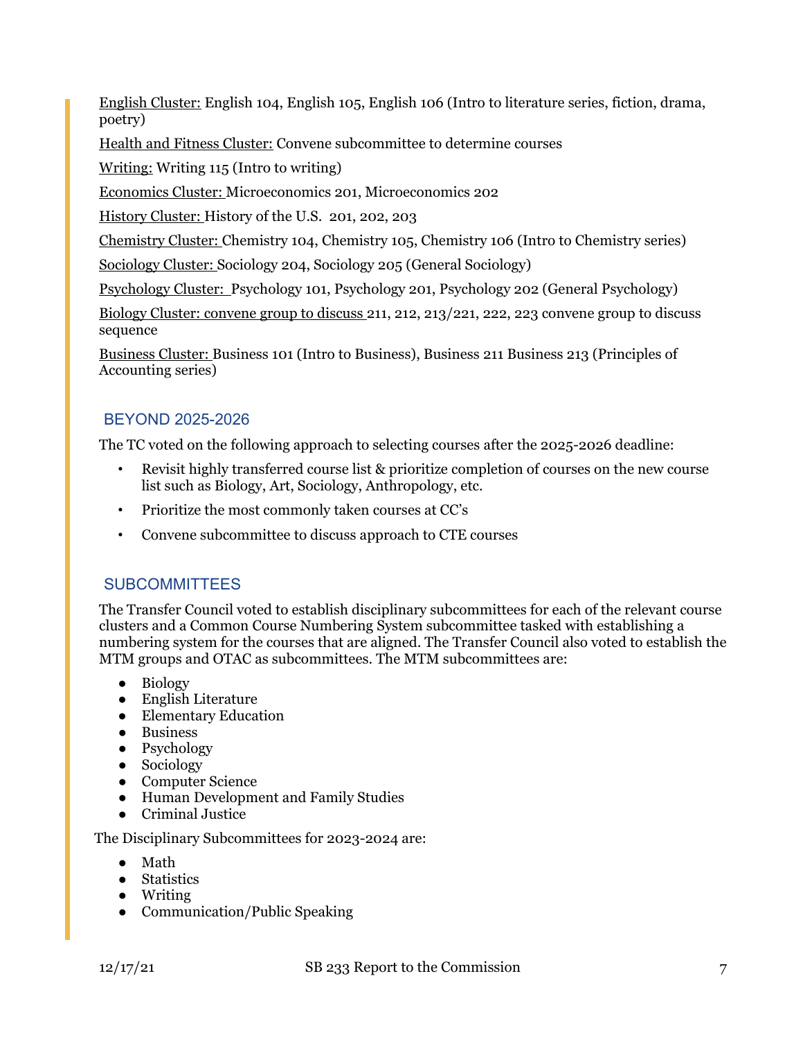English Cluster: English 104, English 105, English 106 (Intro to literature series, fiction, drama, poetry)

Health and Fitness Cluster: Convene subcommittee to determine courses

Writing: Writing 115 (Intro to writing)

Economics Cluster: Microeconomics 201, Microeconomics 202

History Cluster: History of the U.S. 201, 202, 203

Chemistry Cluster: Chemistry 104, Chemistry 105, Chemistry 106 (Intro to Chemistry series)

Sociology Cluster: Sociology 204, Sociology 205 (General Sociology)

Psychology Cluster: Psychology 101, Psychology 201, Psychology 202 (General Psychology)

Biology Cluster: convene group to discuss 211, 212, 213/221, 222, 223 convene group to discuss sequence

Business Cluster: Business 101 (Intro to Business), Business 211 Business 213 (Principles of Accounting series)

## BEYOND 2025-2026

The TC voted on the following approach to selecting courses after the 2025-2026 deadline:

- Revisit highly transferred course list & prioritize completion of courses on the new course list such as Biology, Art, Sociology, Anthropology, etc.
- Prioritize the most commonly taken courses at CC's
- Convene subcommittee to discuss approach to CTE courses

## SUBCOMMITTEES

The Transfer Council voted to establish disciplinary subcommittees for each of the relevant course clusters and a Common Course Numbering System subcommittee tasked with establishing a numbering system for the courses that are aligned. The Transfer Council also voted to establish the MTM groups and OTAC as subcommittees. The MTM subcommittees are:

- Biology
- English Literature
- Elementary Education
- Business
- Psychology
- Sociology
- Computer Science
- Human Development and Family Studies
- Criminal Justice

The Disciplinary Subcommittees for 2023-2024 are:

- Math
- Statistics
- Writing
- Communication/Public Speaking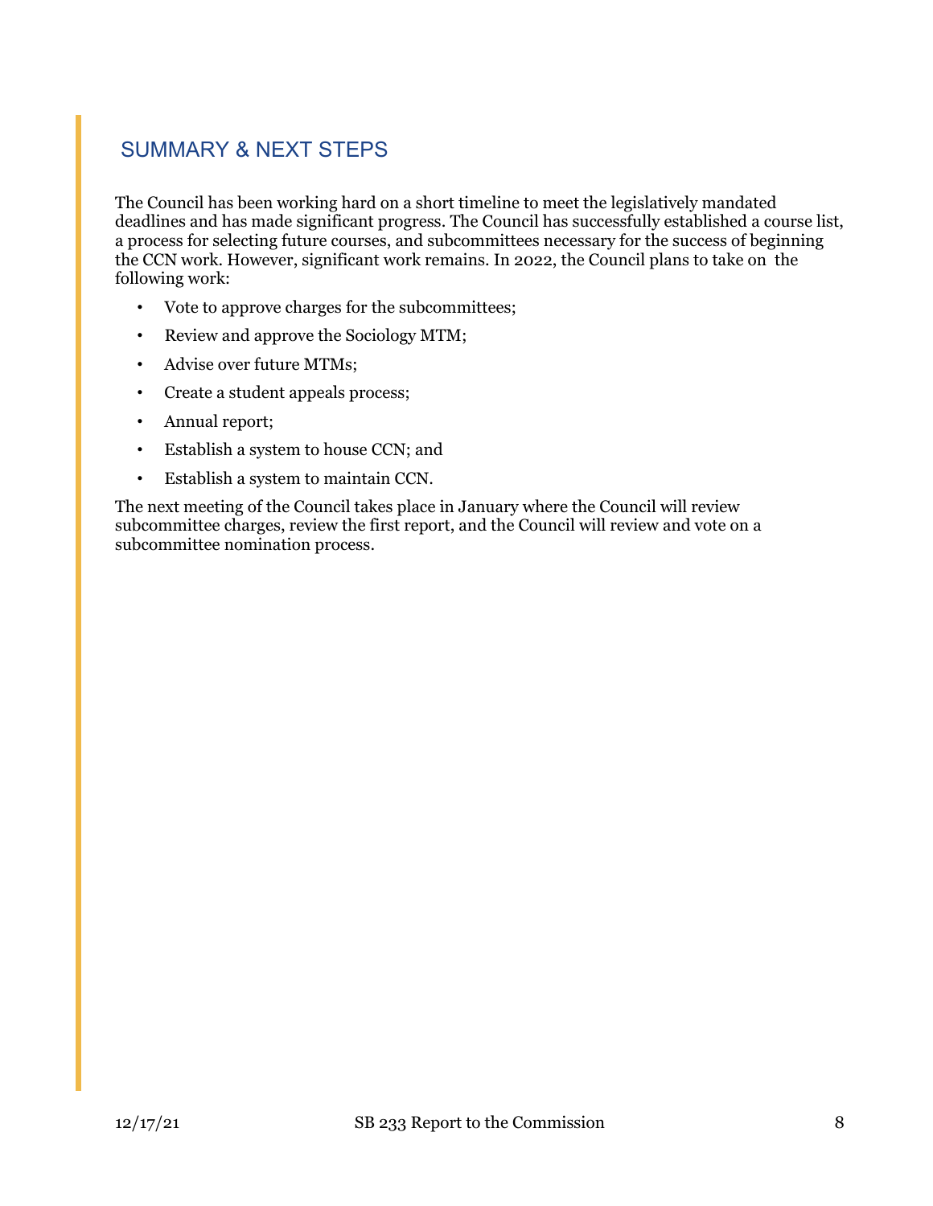## SUMMARY & NEXT STEPS

The Council has been working hard on a short timeline to meet the legislatively mandated deadlines and has made significant progress. The Council has successfully established a course list, a process for selecting future courses, and subcommittees necessary for the success of beginning the CCN work. However, significant work remains. In 2022, the Council plans to take on the following work:

- Vote to approve charges for the subcommittees;
- Review and approve the Sociology MTM;
- Advise over future MTMs;
- Create a student appeals process;
- Annual report;
- Establish a system to house CCN; and
- Establish a system to maintain CCN.

The next meeting of the Council takes place in January where the Council will review subcommittee charges, review the first report, and the Council will review and vote on a subcommittee nomination process.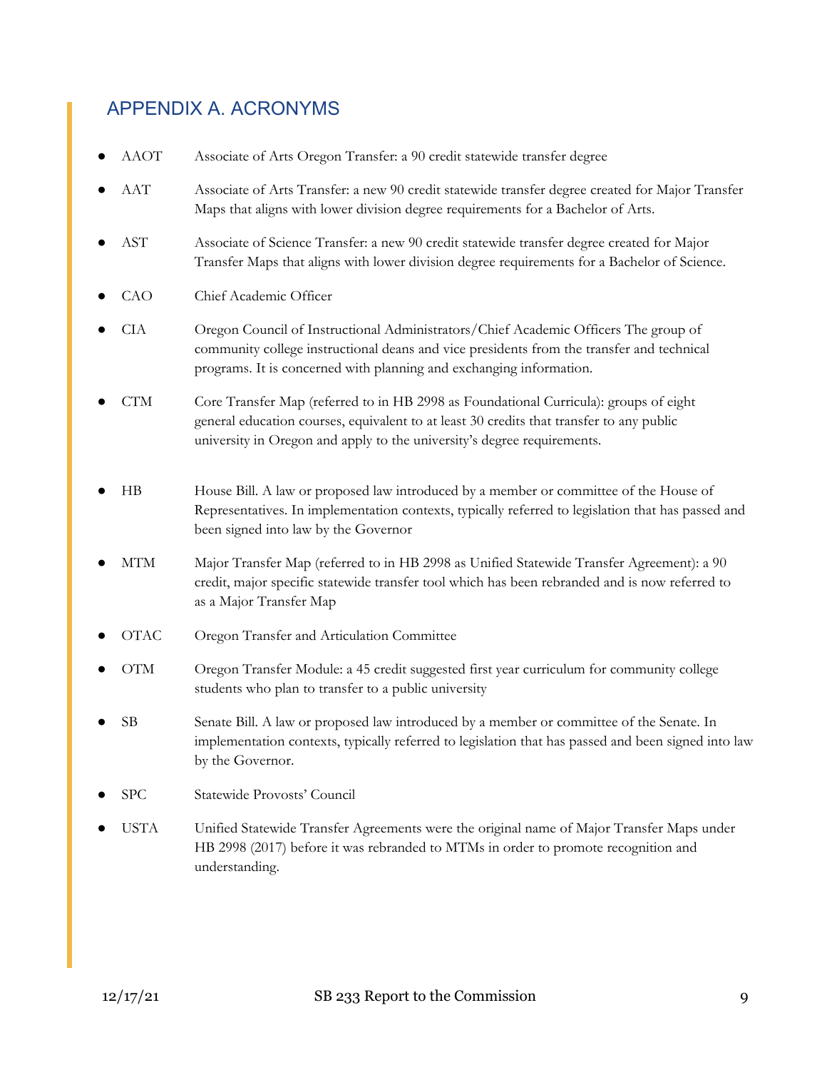## APPENDIX A. ACRONYMS

- AAOT Associate of Arts Oregon Transfer: a 90 credit statewide transfer degree
- AAT Associate of Arts Transfer: a new 90 credit statewide transfer degree created for Major Transfer Maps that aligns with lower division degree requirements for a Bachelor of Arts.
- AST Associate of Science Transfer: a new 90 credit statewide transfer degree created for Major Transfer Maps that aligns with lower division degree requirements for a Bachelor of Science.
- CAO Chief Academic Officer
- CIA Oregon Council of Instructional Administrators/Chief Academic Officers The group of community college instructional deans and vice presidents from the transfer and technical programs. It is concerned with planning and exchanging information.
- CTM Core Transfer Map (referred to in HB 2998 as Foundational Curricula): groups of eight general education courses, equivalent to at least 30 credits that transfer to any public university in Oregon and apply to the university's degree requirements.
- HB House Bill. A law or proposed law introduced by a member or committee of the House of Representatives. In implementation contexts, typically referred to legislation that has passed and been signed into law by the Governor
- MTM Major Transfer Map (referred to in HB 2998 as Unified Statewide Transfer Agreement): a 90 credit, major specific statewide transfer tool which has been rebranded and is now referred to as a Major Transfer Map
- OTAC Oregon Transfer and Articulation Committee
- OTM Oregon Transfer Module: a 45 credit suggested first year curriculum for community college students who plan to transfer to a public university
- SB Senate Bill. A law or proposed law introduced by a member or committee of the Senate. In implementation contexts, typically referred to legislation that has passed and been signed into law by the Governor.
- SPC Statewide Provosts' Council
- USTA Unified Statewide Transfer Agreements were the original name of Major Transfer Maps under HB 2998 (2017) before it was rebranded to MTMs in order to promote recognition and understanding.